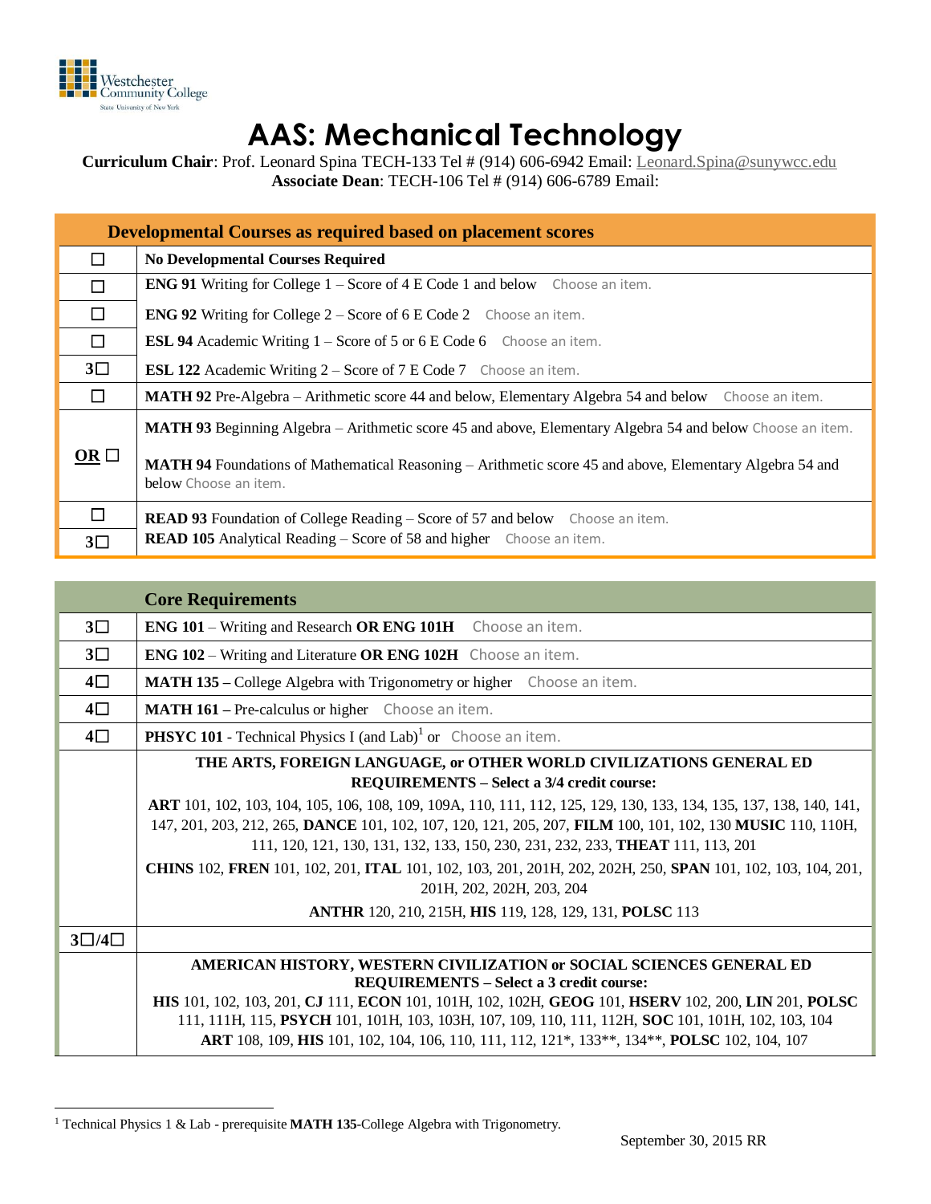# AAS: Mechanical Technology

**Curriculum Chair**: Prof. Leonard Spina TECH-133 Tel # (914) 606-6942 Email: Leonard.Spina@sunywcc.edu
**Associate Dean**: TECH-106 Tel # (914) 606-6789 Email:

| | **Developmental Courses as required based on placement scores** |
|---|---|
| ☐ | **No Developmental Courses Required** |
| ☐ | **ENG 91** Writing for College 1 – Score of 4 E Code 1 and below Choose an item. |
| ☐ | **ENG 92** Writing for College 2 – Score of 6 E Code 2 Choose an item. |
| ☐ | **ESL 94** Academic Writing 1 – Score of 5 or 6 E Code 6 Choose an item. |
| 3☐ | **ESL 122** Academic Writing 2 – Score of 7 E Code 7 Choose an item. |
| ☐ | **MATH 92** Pre-Algebra – Arithmetic score 44 and below, Elementary Algebra 54 and below Choose an item. |
| **OR** ☐ | **MATH 93** Beginning Algebra – Arithmetic score 45 and above, Elementary Algebra 54 and below Choose an item.<br><br>**MATH 94** Foundations of Mathematical Reasoning – Arithmetic score 45 and above, Elementary Algebra 54 and below Choose an item. |
| ☐ | **READ 93** Foundation of College Reading – Score of 57 and below Choose an item. |
| 3☐ | **READ 105** Analytical Reading – Score of 58 and higher Choose an item. |

| | **Core Requirements** |
|---|---|
| 3☐ | **ENG 101** – Writing and Research **OR ENG 101H** Choose an item. |
| 3☐ | **ENG 102** – Writing and Literature **OR ENG 102H** Choose an item. |
| 4☐ | **MATH 135 –** College Algebra with Trigonometry or higher Choose an item. |
| 4☐ | **MATH 161 –** Pre-calculus or higher Choose an item. |
| 4☐ | **PHSYC 101** - Technical Physics I (and Lab)[1] or Choose an item. |
| | **THE ARTS, FOREIGN LANGUAGE, or OTHER WORLD CIVILIZATIONS GENERAL ED REQUIREMENTS – Select a 3/4 credit course:**<br>**ART** 101, 102, 103, 104, 105, 106, 108, 109, 109A, 110, 111, 112, 125, 129, 130, 133, 134, 135, 137, 138, 140, 141, 147, 201, 203, 212, 265, **DANCE** 101, 102, 107, 120, 121, 205, 207, **FILM** 100, 101, 102, 130 **MUSIC** 110, 110H, 111, 120, 121, 130, 131, 132, 133, 150, 230, 231, 232, 233, **THEAT** 111, 113, 201<br>**CHINS** 102, **FREN** 101, 102, 201, **ITAL** 101, 102, 103, 201, 201H, 202, 202H, 250, **SPAN** 101, 102, 103, 104, 201, 201H, 202, 202H, 203, 204<br>**ANTHR** 120, 210, 215H, **HIS** 119, 128, 129, 131, **POLSC** 113 |
| 3☐/4☐ | |
| | **AMERICAN HISTORY, WESTERN CIVILIZATION or SOCIAL SCIENCES GENERAL ED REQUIREMENTS – Select a 3 credit course:**<br>**HIS** 101, 102, 103, 201, **CJ** 111, **ECON** 101, 101H, 102, 102H, **GEOG** 101, **HSERV** 102, 200, **LIN** 201, **POLSC** 111, 111H, 115, **PSYCH** 101, 101H, 103, 103H, 107, 109, 110, 111, 112H, **SOC** 101, 101H, 102, 103, 104<br>**ART** 108, 109, **HIS** 101, 102, 104, 106, 110, 111, 112, 121*, 133**, 134**, **POLSC** 102, 104, 107 |

[1] Technical Physics 1 & Lab - prerequisite **MATH 135**-College Algebra with Trigonometry.

September 30, 2015 RR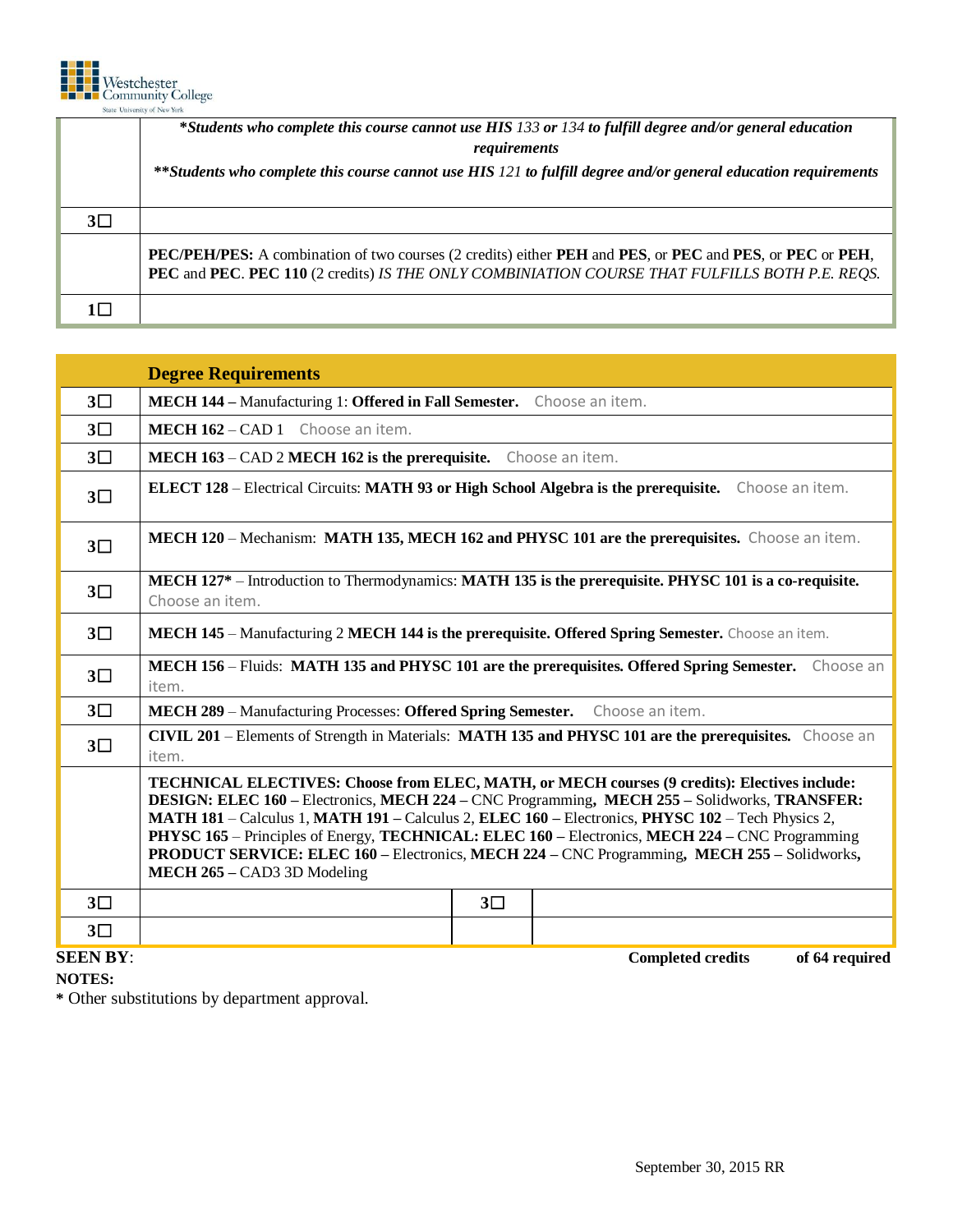| | |
|---|---|
| | ***Students who complete this course cannot use HIS** *133* **or** *134* **to fulfill degree and/or general education requirements***<br><br>****Students who complete this course cannot use HIS** *121* **to fulfill degree and/or general education requirements*** |
| 3☐ | |
| | **PEC/PEH/PES:** A combination of two courses (2 credits) either **PEH** and **PES**, or **PEC** and **PES**, or **PEC** or **PEH**, **PEC** and **PEC**. **PEC 110** (2 credits) *IS THE ONLY COMBINIATION COURSE THAT FULFILLS BOTH P.E. REQS.* |
| 1☐ | |

| | **Degree Requirements** | | |
|---|---|---|---|
| 3☐ | **MECH 144 –** Manufacturing 1: **Offered in Fall Semester.** Choose an item. | | |
| 3☐ | **MECH 162** – CAD 1 Choose an item. | | |
| 3☐ | **MECH 163** – CAD 2 **MECH 162 is the prerequisite.** Choose an item. | | |
| 3☐ | **ELECT 128** – Electrical Circuits: **MATH 93 or High School Algebra is the prerequisite.** Choose an item. | | |
| 3☐ | **MECH 120** – Mechanism: **MATH 135, MECH 162 and PHYSC 101 are the prerequisites.** Choose an item. | | |
| 3☐ | **MECH 127*** – Introduction to Thermodynamics: **MATH 135 is the prerequisite. PHYSC 101 is a co-requisite.** Choose an item. | | |
| 3☐ | **MECH 145** – Manufacturing 2 **MECH 144 is the prerequisite. Offered Spring Semester.** Choose an item. | | |
| 3☐ | **MECH 156** – Fluids: **MATH 135 and PHYSC 101 are the prerequisites. Offered Spring Semester.** Choose an item. | | |
| 3☐ | **MECH 289** – Manufacturing Processes: **Offered Spring Semester.** Choose an item. | | |
| 3☐ | **CIVIL 201** – Elements of Strength in Materials: **MATH 135 and PHYSC 101 are the prerequisites.** Choose an item. | | |
| | **TECHNICAL ELECTIVES: Choose from ELEC, MATH, or MECH courses (9 credits): Electives include: DESIGN: ELEC 160 –** Electronics, **MECH 224 –** CNC Programming**, MECH 255 –** Solidworks, **TRANSFER: MATH 181** – Calculus 1, **MATH 191 –** Calculus 2, **ELEC 160 –** Electronics, **PHYSC 102** – Tech Physics 2, **PHYSC 165** – Principles of Energy, **TECHNICAL: ELEC 160 –** Electronics, **MECH 224 –** CNC Programming **PRODUCT SERVICE: ELEC 160 –** Electronics, **MECH 224 –** CNC Programming**, MECH 255 –** Solidworks**, MECH 265 –** CAD3 3D Modeling | | |
| 3☐ | | 3☐ | |
| 3☐ | | | |

**SEEN BY**: **Completed credits** **of 64 required**

**NOTES:**

**\*** Other substitutions by department approval.

September 30, 2015 RR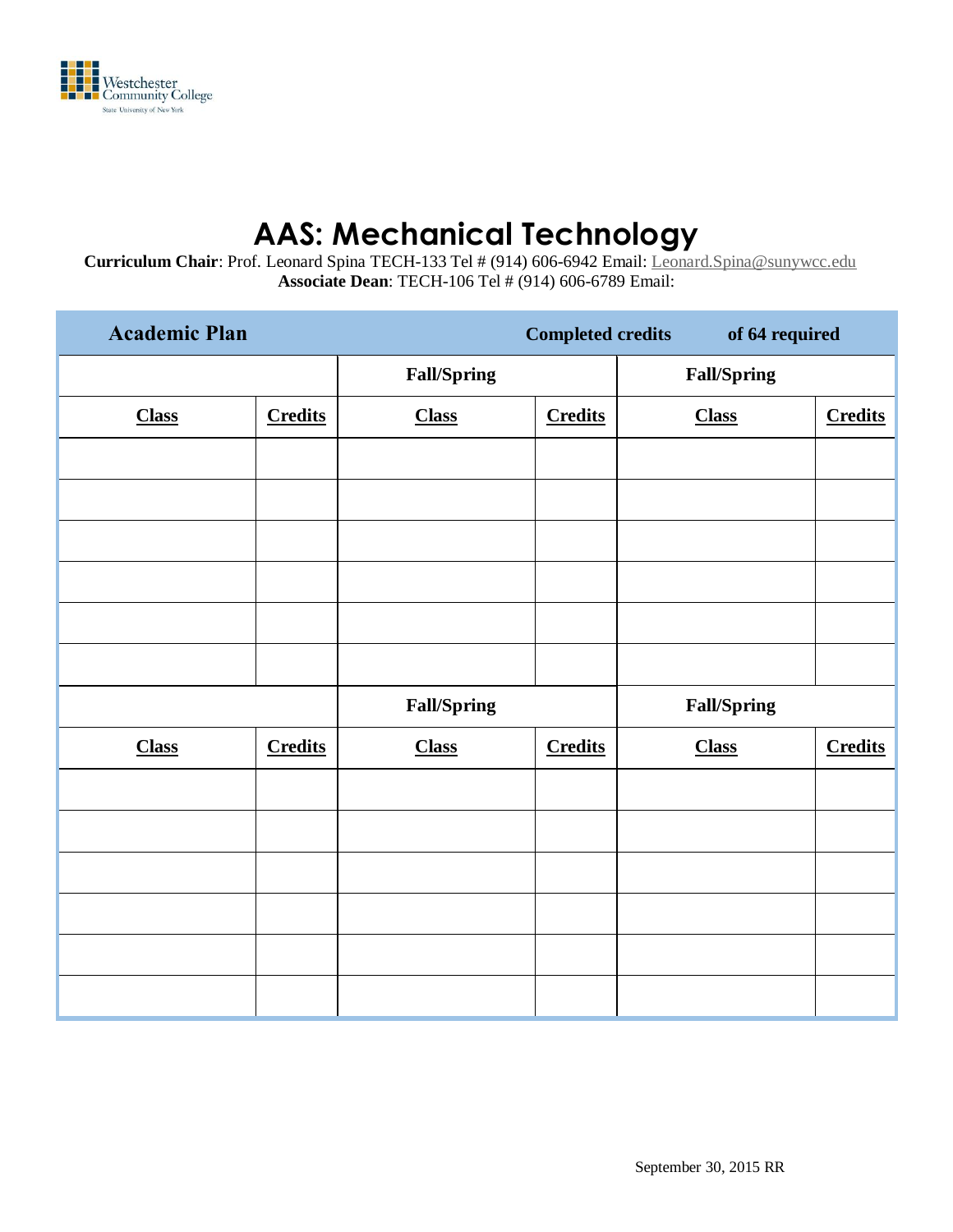# AAS: Mechanical Technology

**Curriculum Chair**: Prof. Leonard Spina TECH-133 Tel # (914) 606-6942 Email: Leonard.Spina@sunywcc.edu
**Associate Dean**: TECH-106 Tel # (914) 606-6789 Email:

| Academic Plan | | Completed credits | of 64 required | | |
|---|---|---|---|---|---|
| | | Fall/Spring | | Fall/Spring | |
| **Class** | **Credits** | **Class** | **Credits** | **Class** | **Credits** |
| | | | | | |
| | | | | | |
| | | | | | |
| | | | | | |
| | | | | | |
| | | | | | |
| | | Fall/Spring | | Fall/Spring | |
| **Class** | **Credits** | **Class** | **Credits** | **Class** | **Credits** |
| | | | | | |
| | | | | | |
| | | | | | |
| | | | | | |
| | | | | | |
| | | | | | |

September 30, 2015 RR